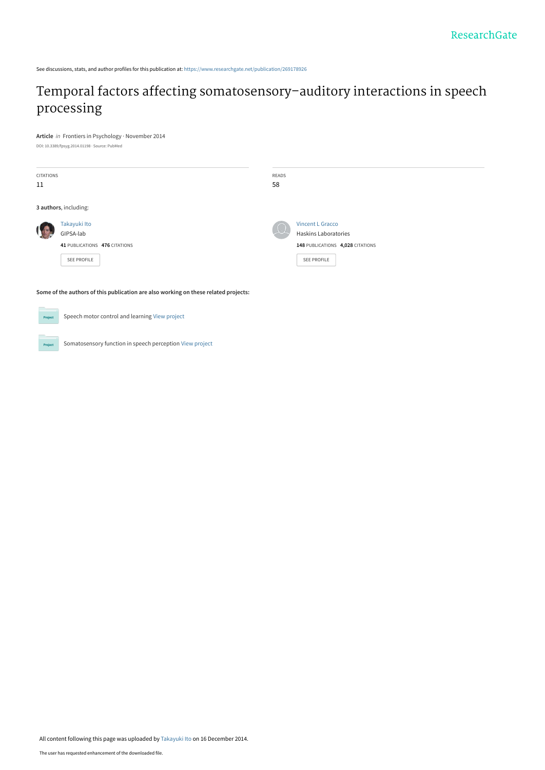ResearchGate

See discussions, stats, and author profiles for this publication at: https://www.researchgate.net/publication/269178926

# Temporal factors affecting somatosensory–auditory interactions in speech processing

**Article** *in* Frontiers in Psychology · November 2014

DOI: 10.3389/fpsyg.2014.01198 · Source: PubMed

| CITATIONS | READS |
| --- | --- |
| 11 | 58 |

**3 authors**, including:

Takayuki Ito
GIPSA-lab
**41** PUBLICATIONS **476** CITATIONS
SEE PROFILE

Vincent L Gracco
Haskins Laboratories
**148** PUBLICATIONS **4,028** CITATIONS
SEE PROFILE

**Some of the authors of this publication are also working on these related projects:**

Project: Speech motor control and learning View project

Project: Somatosensory function in speech perception View project

All content following this page was uploaded by Takayuki Ito on 16 December 2014.

The user has requested enhancement of the downloaded file.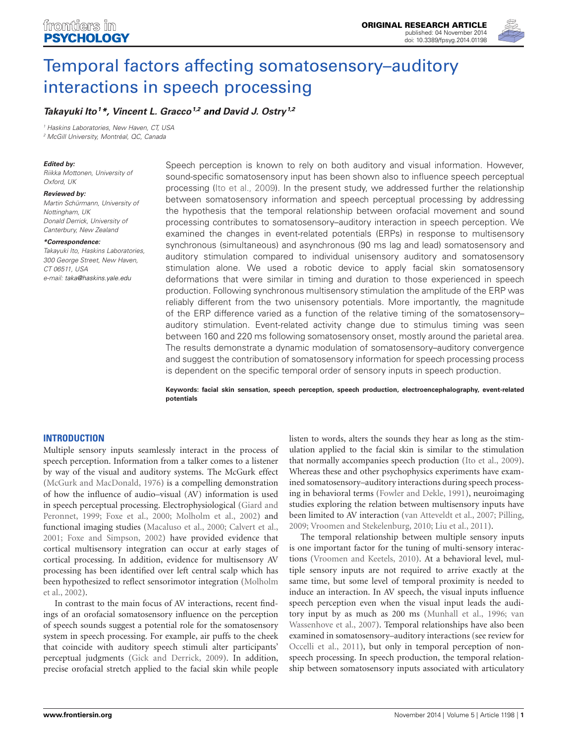# Temporal factors affecting somatosensory–auditory interactions in speech processing

***Takayuki Ito[1]\*, Vincent L. Gracco[1,2] and David J. Ostry[1,2]***

[1] Haskins Laboratories, New Haven, CT, USA
[2] McGill University, Montréal, QC, Canada

***Edited by:***
*Riikka Mottonen, University of Oxford, UK*

***Reviewed by:***
*Martin Schürmann, University of Nottingham, UK*
*Donald Derrick, University of Canterbury, New Zealand*

***\*Correspondence:***
*Takayuki Ito, Haskins Laboratories, 300 George Street, New Haven, CT 06511, USA*
*e-mail: taka@haskins.yale.edu*

Speech perception is known to rely on both auditory and visual information. However, sound-specific somatosensory input has been shown also to influence speech perceptual processing (Ito et al., 2009). In the present study, we addressed further the relationship between somatosensory information and speech perceptual processing by addressing the hypothesis that the temporal relationship between orofacial movement and sound processing contributes to somatosensory–auditory interaction in speech perception. We examined the changes in event-related potentials (ERPs) in response to multisensory synchronous (simultaneous) and asynchronous (90 ms lag and lead) somatosensory and auditory stimulation compared to individual unisensory auditory and somatosensory stimulation alone. We used a robotic device to apply facial skin somatosensory deformations that were similar in timing and duration to those experienced in speech production. Following synchronous multisensory stimulation the amplitude of the ERP was reliably different from the two unisensory potentials. More importantly, the magnitude of the ERP difference varied as a function of the relative timing of the somatosensory–auditory stimulation. Event-related activity change due to stimulus timing was seen between 160 and 220 ms following somatosensory onset, mostly around the parietal area. The results demonstrate a dynamic modulation of somatosensory–auditory convergence and suggest the contribution of somatosensory information for speech processing process is dependent on the specific temporal order of sensory inputs in speech production.

**Keywords: facial skin sensation, speech perception, speech production, electroencephalography, event-related potentials**

## INTRODUCTION

Multiple sensory inputs seamlessly interact in the process of speech perception. Information from a talker comes to a listener by way of the visual and auditory systems. The McGurk effect (McGurk and MacDonald, 1976) is a compelling demonstration of how the influence of audio–visual (AV) information is used in speech perceptual processing. Electrophysiological (Giard and Peronnet, 1999; Foxe et al., 2000; Molholm et al., 2002) and functional imaging studies (Macaluso et al., 2000; Calvert et al., 2001; Foxe and Simpson, 2002) have provided evidence that cortical multisensory integration can occur at early stages of cortical processing. In addition, evidence for multisensory AV processing has been identified over left central scalp which has been hypothesized to reflect sensorimotor integration (Molholm et al., 2002).

In contrast to the main focus of AV interactions, recent findings of an orofacial somatosensory influence on the perception of speech sounds suggest a potential role for the somatosensory system in speech processing. For example, air puffs to the cheek that coincide with auditory speech stimuli alter participants' perceptual judgments (Gick and Derrick, 2009). In addition, precise orofacial stretch applied to the facial skin while people listen to words, alters the sounds they hear as long as the stimulation applied to the facial skin is similar to the stimulation that normally accompanies speech production (Ito et al., 2009). Whereas these and other psychophysics experiments have examined somatosensory–auditory interactions during speech processing in behavioral terms (Fowler and Dekle, 1991), neuroimaging studies exploring the relation between multisensory inputs have been limited to AV interaction (van Atteveldt et al., 2007; Pilling, 2009; Vroomen and Stekelenburg, 2010; Liu et al., 2011).

The temporal relationship between multiple sensory inputs is one important factor for the tuning of multi-sensory interactions (Vroomen and Keetels, 2010). At a behavioral level, multiple sensory inputs are not required to arrive exactly at the same time, but some level of temporal proximity is needed to induce an interaction. In AV speech, the visual inputs influence speech perception even when the visual input leads the auditory input by as much as 200 ms (Munhall et al., 1996; van Wassenhove et al., 2007). Temporal relationships have also been examined in somatosensory–auditory interactions (see review for Occelli et al., 2011), but only in temporal perception of non-speech processing. In speech production, the temporal relationship between somatosensory inputs associated with articulatory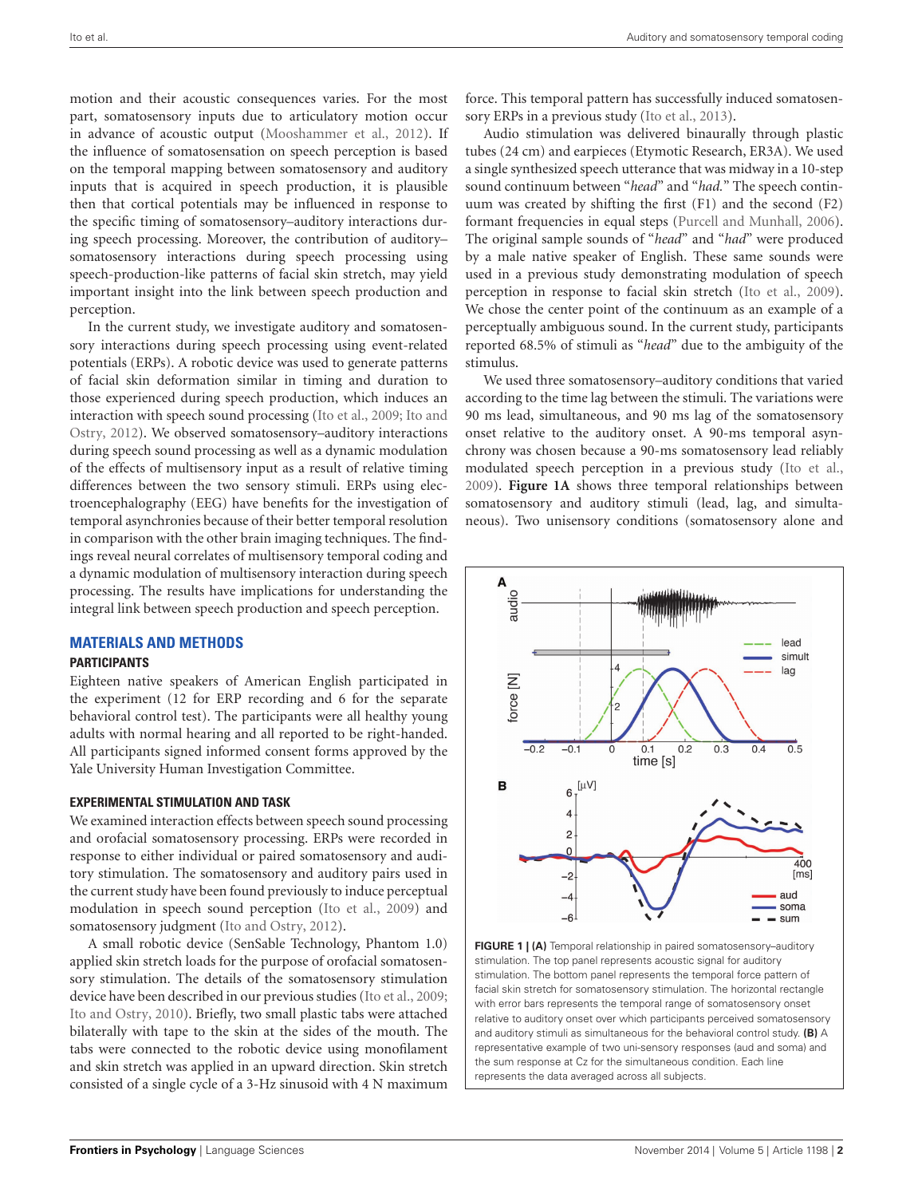motion and their acoustic consequences varies. For the most part, somatosensory inputs due to articulatory motion occur in advance of acoustic output (Mooshammer et al., 2012). If the influence of somatosensation on speech perception is based on the temporal mapping between somatosensory and auditory inputs that is acquired in speech production, then it is plausible then that cortical potentials may be influenced in response to the specific timing of somatosensory–auditory interactions during speech processing. Moreover, the contribution of auditory–somatosensory interactions during speech processing using speech-production-like patterns of facial skin stretch, may yield important insight into the link between speech production and perception.

In the current study, we investigate auditory and somatosensory interactions during speech processing using event-related potentials (ERPs). A robotic device was used to generate patterns of facial skin deformation similar in timing and duration to those experienced during speech production, which induces an interaction with speech sound processing (Ito et al., 2009; Ito and Ostry, 2012). We observed somatosensory–auditory interactions during speech sound processing as well as a dynamic modulation of the effects of multisensory input as a result of relative timing differences between the two sensory stimuli. ERPs using electroencephalography (EEG) have benefits for the investigation of temporal asynchronies because of their better temporal resolution in comparison with the other brain imaging techniques. The findings reveal neural correlates of multisensory temporal coding and a dynamic modulation of multisensory interaction during speech processing. The results have implications for understanding the integral link between speech production and speech perception.

## MATERIALS AND METHODS

### PARTICIPANTS

Eighteen native speakers of American English participated in the experiment (12 for ERP recording and 6 for the separate behavioral control test). The participants were all healthy young adults with normal hearing and all reported to be right-handed. All participants signed informed consent forms approved by the Yale University Human Investigation Committee.

### EXPERIMENTAL STIMULATION AND TASK

We examined interaction effects between speech sound processing and orofacial somatosensory processing. ERPs were recorded in response to either individual or paired somatosensory and auditory stimulation. The somatosensory and auditory pairs used in the current study have been found previously to induce perceptual modulation in speech sound perception (Ito et al., 2009) and somatosensory judgment (Ito and Ostry, 2012).

A small robotic device (SenSable Technology, Phantom 1.0) applied skin stretch loads for the purpose of orofacial somatosensory stimulation. The details of the somatosensory stimulation device have been described in our previous studies (Ito et al., 2009; Ito and Ostry, 2010). Briefly, two small plastic tabs were attached bilaterally with tape to the skin at the sides of the mouth. The tabs were connected to the robotic device using monofilament and skin stretch was applied in an upward direction. Skin stretch consisted of a single cycle of a 3-Hz sinusoid with 4 N maximum force. This temporal pattern has successfully induced somatosensory ERPs in a previous study (Ito et al., 2013).

Audio stimulation was delivered binaurally through plastic tubes (24 cm) and earpieces (Etymotic Research, ER3A). We used a single synthesized speech utterance that was midway in a 10-step sound continuum between "*head*" and "*had*." The speech continuum was created by shifting the first (F1) and the second (F2) formant frequencies in equal steps (Purcell and Munhall, 2006). The original sample sounds of "*head*" and "*had*" were produced by a male native speaker of English. These same sounds were used in a previous study demonstrating modulation of speech perception in response to facial skin stretch (Ito et al., 2009). We chose the center point of the continuum as an example of a perceptually ambiguous sound. In the current study, participants reported 68.5% of stimuli as "*head*" due to the ambiguity of the stimulus.

We used three somatosensory–auditory conditions that varied according to the time lag between the stimuli. The variations were 90 ms lead, simultaneous, and 90 ms lag of the somatosensory onset relative to the auditory onset. A 90-ms temporal asynchrony was chosen because a 90-ms somatosensory lead reliably modulated speech perception in a previous study (Ito et al., 2009). **Figure 1A** shows three temporal relationships between somatosensory and auditory stimuli (lead, lag, and simultaneous). Two unisensory conditions (somatosensory alone and

**FIGURE 1 | (A)** Temporal relationship in paired somatosensory–auditory stimulation. The top panel represents acoustic signal for auditory stimulation. The bottom panel represents the temporal force pattern of facial skin stretch for somatosensory stimulation. The horizontal rectangle with error bars represents the temporal range of somatosensory onset relative to auditory onset over which participants perceived somatosensory and auditory stimuli as simultaneous for the behavioral control study. **(B)** A representative example of two uni-sensory responses (aud and soma) and the sum response at Cz for the simultaneous condition. Each line represents the data averaged across all subjects.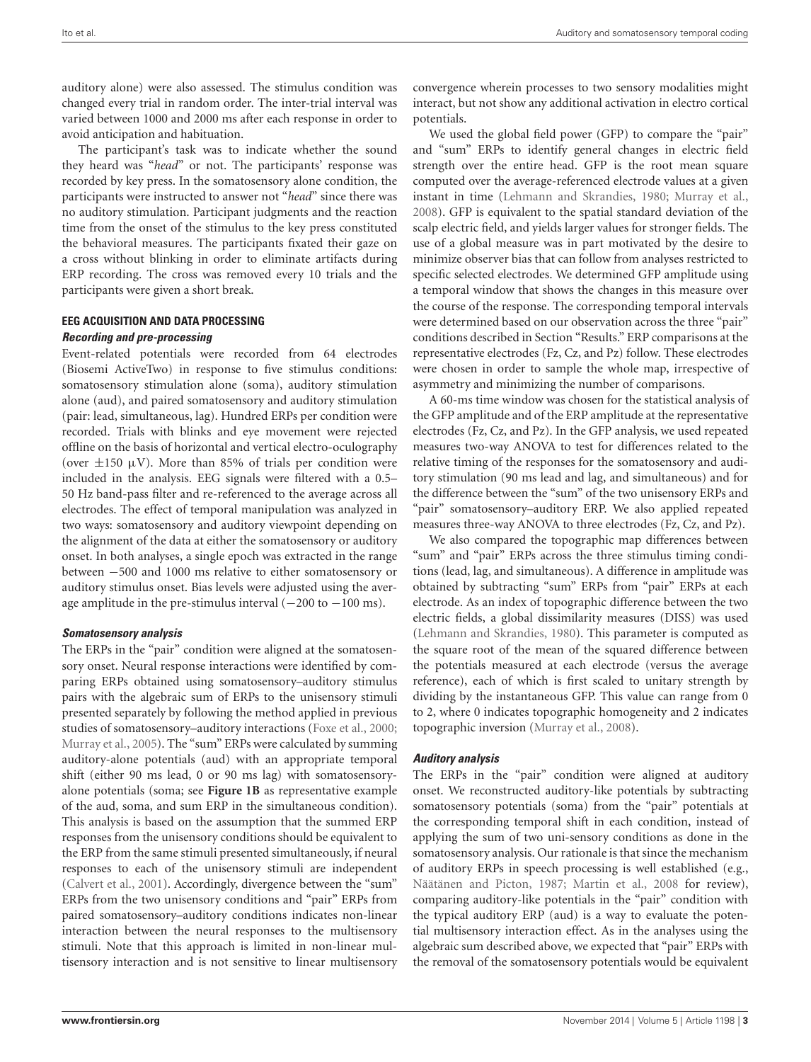auditory alone) were also assessed. The stimulus condition was changed every trial in random order. The inter-trial interval was varied between 1000 and 2000 ms after each response in order to avoid anticipation and habituation.

The participant's task was to indicate whether the sound they heard was "*head*" or not. The participants' response was recorded by key press. In the somatosensory alone condition, the participants were instructed to answer not "*head*" since there was no auditory stimulation. Participant judgments and the reaction time from the onset of the stimulus to the key press constituted the behavioral measures. The participants fixated their gaze on a cross without blinking in order to eliminate artifacts during ERP recording. The cross was removed every 10 trials and the participants were given a short break.

### EEG ACQUISITION AND DATA PROCESSING

#### *Recording and pre-processing*

Event-related potentials were recorded from 64 electrodes (Biosemi ActiveTwo) in response to five stimulus conditions: somatosensory stimulation alone (soma), auditory stimulation alone (aud), and paired somatosensory and auditory stimulation (pair: lead, simultaneous, lag). Hundred ERPs per condition were recorded. Trials with blinks and eye movement were rejected offline on the basis of horizontal and vertical electro-oculography (over $\pm 150$ $\mu$V). More than 85% of trials per condition were included in the analysis. EEG signals were filtered with a 0.5–50 Hz band-pass filter and re-referenced to the average across all electrodes. The effect of temporal manipulation was analyzed in two ways: somatosensory and auditory viewpoint depending on the alignment of the data at either the somatosensory or auditory onset. In both analyses, a single epoch was extracted in the range between −500 and 1000 ms relative to either somatosensory or auditory stimulus onset. Bias levels were adjusted using the average amplitude in the pre-stimulus interval (−200 to −100 ms).

#### *Somatosensory analysis*

The ERPs in the "pair" condition were aligned at the somatosensory onset. Neural response interactions were identified by comparing ERPs obtained using somatosensory–auditory stimulus pairs with the algebraic sum of ERPs to the unisensory stimuli presented separately by following the method applied in previous studies of somatosensory–auditory interactions (Foxe et al., 2000; Murray et al., 2005). The "sum" ERPs were calculated by summing auditory-alone potentials (aud) with an appropriate temporal shift (either 90 ms lead, 0 or 90 ms lag) with somatosensory-alone potentials (soma; see **Figure 1B** as representative example of the aud, soma, and sum ERP in the simultaneous condition). This analysis is based on the assumption that the summed ERP responses from the unisensory conditions should be equivalent to the ERP from the same stimuli presented simultaneously, if neural responses to each of the unisensory stimuli are independent (Calvert et al., 2001). Accordingly, divergence between the "sum" ERPs from the two unisensory conditions and "pair" ERPs from paired somatosensory–auditory conditions indicates non-linear interaction between the neural responses to the multisensory stimuli. Note that this approach is limited in non-linear multisensory interaction and is not sensitive to linear multisensory convergence wherein processes to two sensory modalities might interact, but not show any additional activation in electro cortical potentials.

We used the global field power (GFP) to compare the "pair" and "sum" ERPs to identify general changes in electric field strength over the entire head. GFP is the root mean square computed over the average-referenced electrode values at a given instant in time (Lehmann and Skrandies, 1980; Murray et al., 2008). GFP is equivalent to the spatial standard deviation of the scalp electric field, and yields larger values for stronger fields. The use of a global measure was in part motivated by the desire to minimize observer bias that can follow from analyses restricted to specific selected electrodes. We determined GFP amplitude using a temporal window that shows the changes in this measure over the course of the response. The corresponding temporal intervals were determined based on our observation across the three "pair" conditions described in Section "Results." ERP comparisons at the representative electrodes (Fz, Cz, and Pz) follow. These electrodes were chosen in order to sample the whole map, irrespective of asymmetry and minimizing the number of comparisons.

A 60-ms time window was chosen for the statistical analysis of the GFP amplitude and of the ERP amplitude at the representative electrodes (Fz, Cz, and Pz). In the GFP analysis, we used repeated measures two-way ANOVA to test for differences related to the relative timing of the responses for the somatosensory and auditory stimulation (90 ms lead and lag, and simultaneous) and for the difference between the "sum" of the two unisensory ERPs and "pair" somatosensory–auditory ERP. We also applied repeated measures three-way ANOVA to three electrodes (Fz, Cz, and Pz).

We also compared the topographic map differences between "sum" and "pair" ERPs across the three stimulus timing conditions (lead, lag, and simultaneous). A difference in amplitude was obtained by subtracting "sum" ERPs from "pair" ERPs at each electrode. As an index of topographic difference between the two electric fields, a global dissimilarity measures (DISS) was used (Lehmann and Skrandies, 1980). This parameter is computed as the square root of the mean of the squared difference between the potentials measured at each electrode (versus the average reference), each of which is first scaled to unitary strength by dividing by the instantaneous GFP. This value can range from 0 to 2, where 0 indicates topographic homogeneity and 2 indicates topographic inversion (Murray et al., 2008).

#### *Auditory analysis*

The ERPs in the "pair" condition were aligned at auditory onset. We reconstructed auditory-like potentials by subtracting somatosensory potentials (soma) from the "pair" potentials at the corresponding temporal shift in each condition, instead of applying the sum of two uni-sensory conditions as done in the somatosensory analysis. Our rationale is that since the mechanism of auditory ERPs in speech processing is well established (e.g., Näätänen and Picton, 1987; Martin et al., 2008 for review), comparing auditory-like potentials in the "pair" condition with the typical auditory ERP (aud) is a way to evaluate the potential multisensory interaction effect. As in the analyses using the algebraic sum described above, we expected that "pair" ERPs with the removal of the somatosensory potentials would be equivalent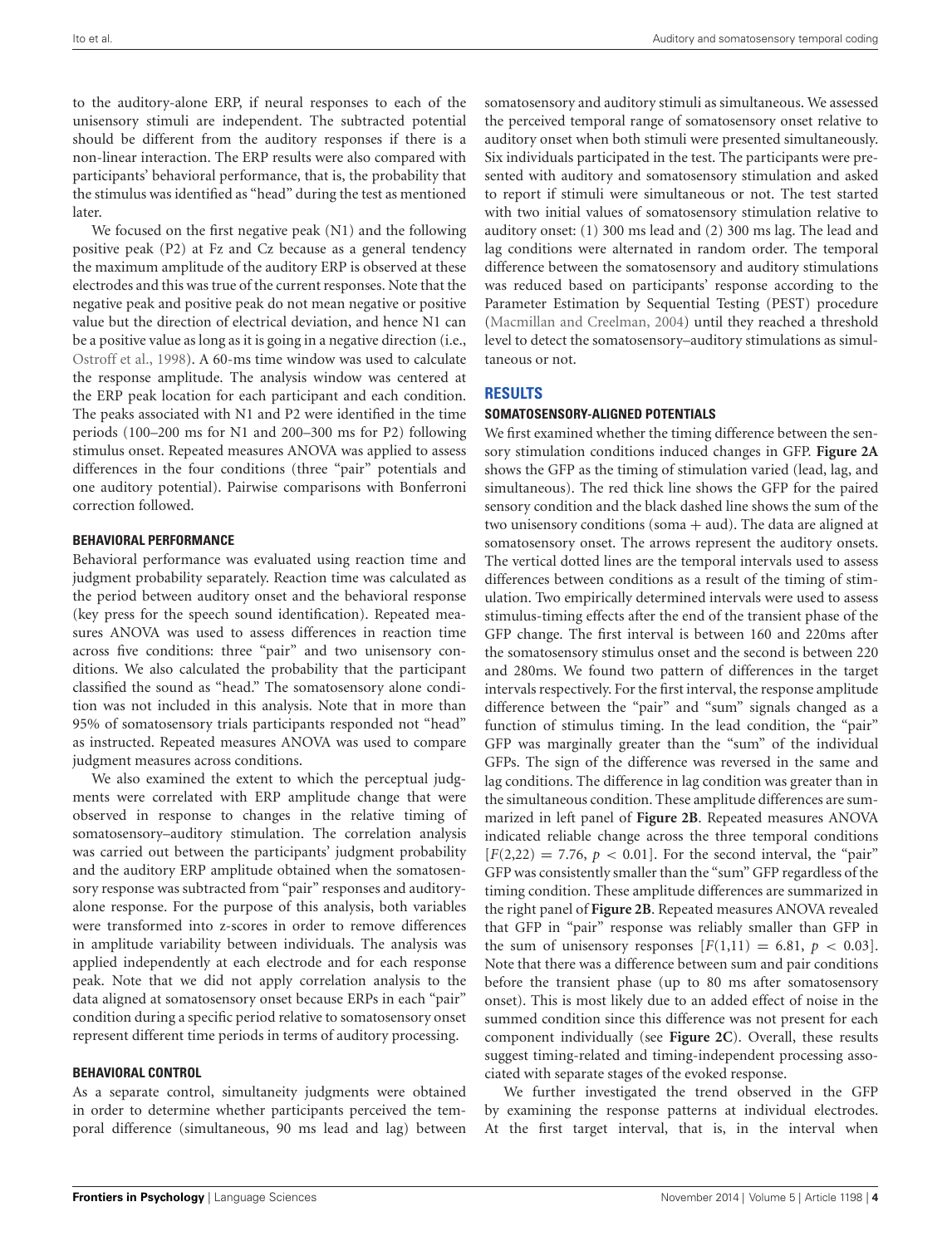to the auditory-alone ERP, if neural responses to each of the unisensory stimuli are independent. The subtracted potential should be different from the auditory responses if there is a non-linear interaction. The ERP results were also compared with participants' behavioral performance, that is, the probability that the stimulus was identified as "head" during the test as mentioned later.

We focused on the first negative peak (N1) and the following positive peak (P2) at Fz and Cz because as a general tendency the maximum amplitude of the auditory ERP is observed at these electrodes and this was true of the current responses. Note that the negative peak and positive peak do not mean negative or positive value but the direction of electrical deviation, and hence N1 can be a positive value as long as it is going in a negative direction (i.e., Ostroff et al., 1998). A 60-ms time window was used to calculate the response amplitude. The analysis window was centered at the ERP peak location for each participant and each condition. The peaks associated with N1 and P2 were identified in the time periods (100–200 ms for N1 and 200–300 ms for P2) following stimulus onset. Repeated measures ANOVA was applied to assess differences in the four conditions (three "pair" potentials and one auditory potential). Pairwise comparisons with Bonferroni correction followed.

### BEHAVIORAL PERFORMANCE

Behavioral performance was evaluated using reaction time and judgment probability separately. Reaction time was calculated as the period between auditory onset and the behavioral response (key press for the speech sound identification). Repeated measures ANOVA was used to assess differences in reaction time across five conditions: three "pair" and two unisensory conditions. We also calculated the probability that the participant classified the sound as "head." The somatosensory alone condition was not included in this analysis. Note that in more than 95% of somatosensory trials participants responded not "head" as instructed. Repeated measures ANOVA was used to compare judgment measures across conditions.

We also examined the extent to which the perceptual judgments were correlated with ERP amplitude change that were observed in response to changes in the relative timing of somatosensory–auditory stimulation. The correlation analysis was carried out between the participants' judgment probability and the auditory ERP amplitude obtained when the somatosensory response was subtracted from "pair" responses and auditory-alone response. For the purpose of this analysis, both variables were transformed into z-scores in order to remove differences in amplitude variability between individuals. The analysis was applied independently at each electrode and for each response peak. Note that we did not apply correlation analysis to the data aligned at somatosensory onset because ERPs in each "pair" condition during a specific period relative to somatosensory onset represent different time periods in terms of auditory processing.

### BEHAVIORAL CONTROL

As a separate control, simultaneity judgments were obtained in order to determine whether participants perceived the temporal difference (simultaneous, 90 ms lead and lag) between somatosensory and auditory stimuli as simultaneous. We assessed the perceived temporal range of somatosensory onset relative to auditory onset when both stimuli were presented simultaneously. Six individuals participated in the test. The participants were presented with auditory and somatosensory stimulation and asked to report if stimuli were simultaneous or not. The test started with two initial values of somatosensory stimulation relative to auditory onset: (1) 300 ms lead and (2) 300 ms lag. The lead and lag conditions were alternated in random order. The temporal difference between the somatosensory and auditory stimulations was reduced based on participants' response according to the Parameter Estimation by Sequential Testing (PEST) procedure (Macmillan and Creelman, 2004) until they reached a threshold level to detect the somatosensory–auditory stimulations as simultaneous or not.

## RESULTS

### SOMATOSENSORY-ALIGNED POTENTIALS

We first examined whether the timing difference between the sensory stimulation conditions induced changes in GFP. **Figure 2A** shows the GFP as the timing of stimulation varied (lead, lag, and simultaneous). The red thick line shows the GFP for the paired sensory condition and the black dashed line shows the sum of the two unisensory conditions (soma + aud). The data are aligned at somatosensory onset. The arrows represent the auditory onsets. The vertical dotted lines are the temporal intervals used to assess differences between conditions as a result of the timing of stimulation. Two empirically determined intervals were used to assess stimulus-timing effects after the end of the transient phase of the GFP change. The first interval is between 160 and 220ms after the somatosensory stimulus onset and the second is between 220 and 280ms. We found two pattern of differences in the target intervals respectively. For the first interval, the response amplitude difference between the "pair" and "sum" signals changed as a function of stimulus timing. In the lead condition, the "pair" GFP was marginally greater than the "sum" of the individual GFPs. The sign of the difference was reversed in the same and lag conditions. The difference in lag condition was greater than in the simultaneous condition. These amplitude differences are summarized in left panel of **Figure 2B**. Repeated measures ANOVA indicated reliable change across the three temporal conditions [$F(2,22) = 7.76$, $p < 0.01$]. For the second interval, the "pair" GFP was consistently smaller than the "sum" GFP regardless of the timing condition. These amplitude differences are summarized in the right panel of **Figure 2B**. Repeated measures ANOVA revealed that GFP in "pair" response was reliably smaller than GFP in the sum of unisensory responses [$F(1,11) = 6.81$, $p < 0.03$]. Note that there was a difference between sum and pair conditions before the transient phase (up to 80 ms after somatosensory onset). This is most likely due to an added effect of noise in the summed condition since this difference was not present for each component individually (see **Figure 2C**). Overall, these results suggest timing-related and timing-independent processing associated with separate stages of the evoked response.

We further investigated the trend observed in the GFP by examining the response patterns at individual electrodes. At the first target interval, that is, in the interval when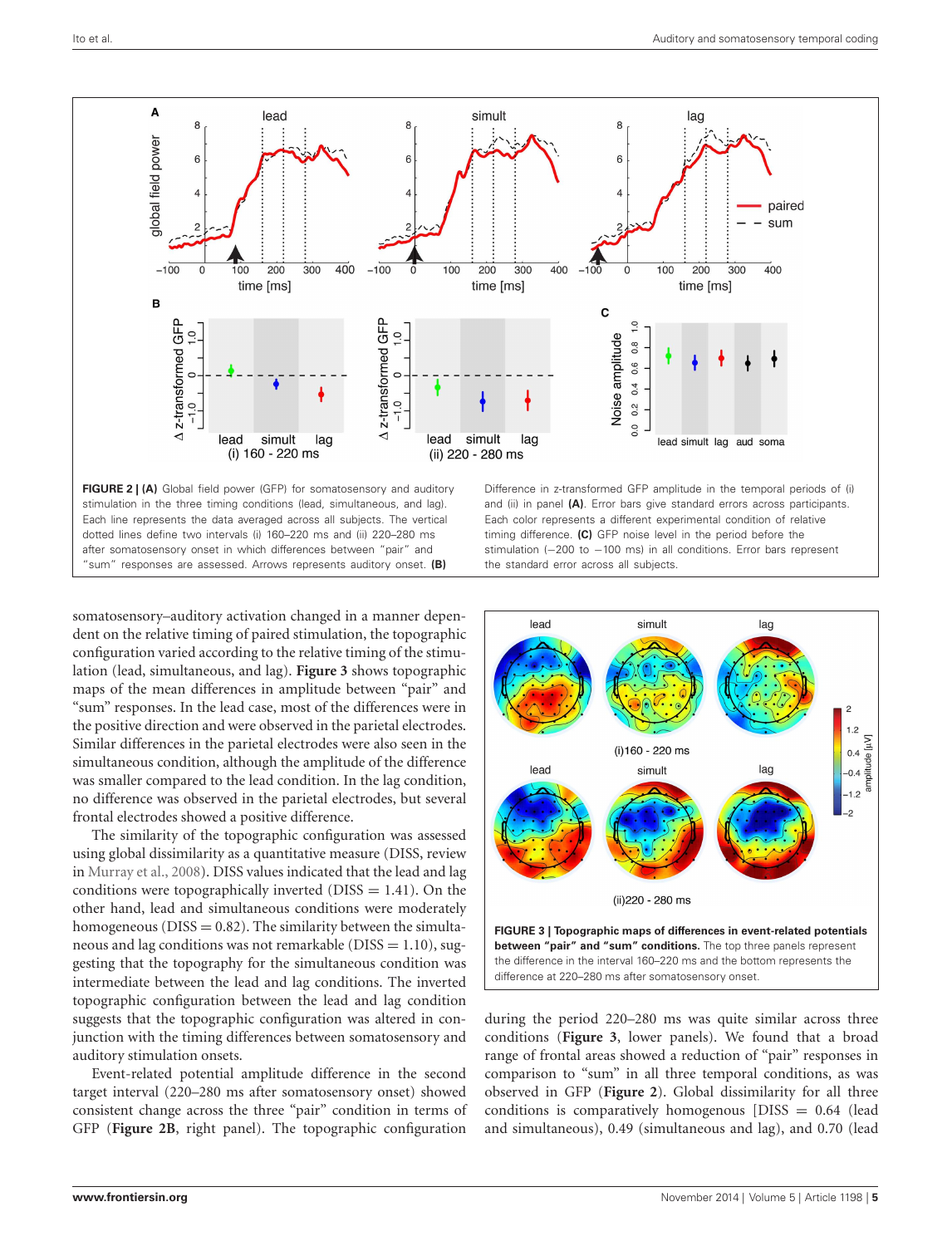**FIGURE 2 | (A)** Global field power (GFP) for somatosensory and auditory stimulation in the three timing conditions (lead, simultaneous, and lag). Each line represents the data averaged across all subjects. The vertical dotted lines define two intervals (i) 160–220 ms and (ii) 220–280 ms after somatosensory onset in which differences between "pair" and "sum" responses are assessed. Arrows represents auditory onset. **(B)** Difference in z-transformed GFP amplitude in the temporal periods of (i) and (ii) in panel **(A)**. Error bars give standard errors across participants. Each color represents a different experimental condition of relative timing difference. **(C)** GFP noise level in the period before the stimulation (−200 to −100 ms) in all conditions. Error bars represent the standard error across all subjects.

somatosensory–auditory activation changed in a manner dependent on the relative timing of paired stimulation, the topographic configuration varied according to the relative timing of the stimulation (lead, simultaneous, and lag). **Figure 3** shows topographic maps of the mean differences in amplitude between "pair" and "sum" responses. In the lead case, most of the differences were in the positive direction and were observed in the parietal electrodes. Similar differences in the parietal electrodes were also seen in the simultaneous condition, although the amplitude of the difference was smaller compared to the lead condition. In the lag condition, no difference was observed in the parietal electrodes, but several frontal electrodes showed a positive difference.

The similarity of the topographic configuration was assessed using global dissimilarity as a quantitative measure (DISS, review in Murray et al., 2008). DISS values indicated that the lead and lag conditions were topographically inverted (DISS = 1.41). On the other hand, lead and simultaneous conditions were moderately homogeneous (DISS = 0.82). The similarity between the simultaneous and lag conditions was not remarkable (DISS = 1.10), suggesting that the topography for the simultaneous condition was intermediate between the lead and lag conditions. The inverted topographic configuration between the lead and lag condition suggests that the topographic configuration was altered in conjunction with the timing differences between somatosensory and auditory stimulation onsets.

Event-related potential amplitude difference in the second target interval (220–280 ms after somatosensory onset) showed consistent change across the three "pair" condition in terms of GFP (**Figure 2B**, right panel). The topographic configuration

**FIGURE 3 | Topographic maps of differences in event-related potentials between "pair" and "sum" conditions.** The top three panels represent the difference in the interval 160–220 ms and the bottom represents the difference at 220–280 ms after somatosensory onset.

during the period 220–280 ms was quite similar across three conditions (**Figure 3**, lower panels). We found that a broad range of frontal areas showed a reduction of "pair" responses in comparison to "sum" in all three temporal conditions, as was observed in GFP (**Figure 2**). Global dissimilarity for all three conditions is comparatively homogenous [DISS = 0.64 (lead and simultaneous), 0.49 (simultaneous and lag), and 0.70 (lead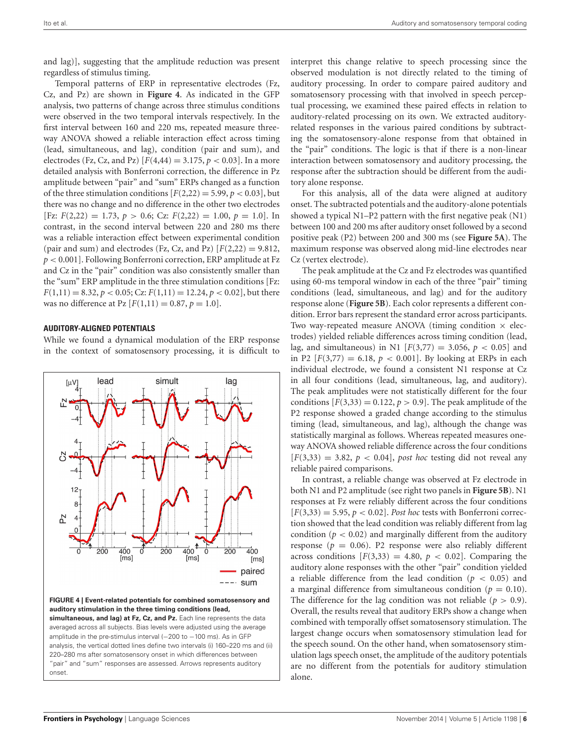and lag)], suggesting that the amplitude reduction was present regardless of stimulus timing.

Temporal patterns of ERP in representative electrodes (Fz, Cz, and Pz) are shown in **Figure 4**. As indicated in the GFP analysis, two patterns of change across three stimulus conditions were observed in the two temporal intervals respectively. In the first interval between 160 and 220 ms, repeated measure three-way ANOVA showed a reliable interaction effect across timing (lead, simultaneous, and lag), condition (pair and sum), and electrodes (Fz, Cz, and Pz) [$F(4,44) = 3.175$, $p < 0.03$]. In a more detailed analysis with Bonferroni correction, the difference in Pz amplitude between "pair" and "sum" ERPs changed as a function of the three stimulation conditions [$F(2,22) = 5.99$, $p < 0.03$], but there was no change and no difference in the other two electrodes [Fz: $F(2,22) = 1.73$, $p > 0.6$; Cz: $F(2,22) = 1.00$, $p = 1.0$]. In contrast, in the second interval between 220 and 280 ms there was a reliable interaction effect between experimental condition (pair and sum) and electrodes (Fz, Cz, and Pz) [$F(2,22) = 9.812$, $p < 0.001$]. Following Bonferroni correction, ERP amplitude at Fz and Cz in the "pair" condition was also consistently smaller than the "sum" ERP amplitude in the three stimulation conditions [Fz: $F(1,11) = 8.32$, $p < 0.05$; Cz: $F(1,11) = 12.24$, $p < 0.02$], but there was no difference at Pz [$F(1,11) = 0.87$, $p = 1.0$].

**FIGURE 4 | Event-related potentials for combined somatosensory and auditory stimulation in the three timing conditions (lead, simultaneous, and lag) at Fz, Cz, and Pz.** Each line represents the data averaged across all subjects. Bias levels were adjusted using the average amplitude in the pre-stimulus interval (−200 to −100 ms). As in GFP analysis, the vertical dotted lines define two intervals (i) 160–220 ms and (ii) 220–280 ms after somatosensory onset in which differences between "pair" and "sum" responses are assessed. Arrows represents auditory onset.

#### AUDITORY-ALIGNED POTENTIALS

While we found a dynamical modulation of the ERP response in the context of somatosensory processing, it is difficult to interpret this change relative to speech processing since the observed modulation is not directly related to the timing of auditory processing. In order to compare paired auditory and somatosensory processing with that involved in speech perceptual processing, we examined these paired effects in relation to auditory-related processing on its own. We extracted auditory-related responses in the various paired conditions by subtracting the somatosensory-alone response from that obtained in the "pair" conditions. The logic is that if there is a non-linear interaction between somatosensory and auditory processing, the response after the subtraction should be different from the auditory alone response.

For this analysis, all of the data were aligned at auditory onset. The subtracted potentials and the auditory-alone potentials showed a typical N1–P2 pattern with the first negative peak (N1) between 100 and 200 ms after auditory onset followed by a second positive peak (P2) between 200 and 300 ms (see **Figure 5A**). The maximum response was observed along mid-line electrodes near Cz (vertex electrode).

The peak amplitude at the Cz and Fz electrodes was quantified using 60-ms temporal window in each of the three "pair" timing conditions (lead, simultaneous, and lag) and for the auditory response alone (**Figure 5B**). Each color represents a different condition. Error bars represent the standard error across participants. Two way-repeated measure ANOVA (timing condition × electrodes) yielded reliable differences across timing condition (lead, lag, and simultaneous) in N1 [$F(3,77) = 3.056$, $p < 0.05$] and in P2 [$F(3,77) = 6.18$, $p < 0.001$]. By looking at ERPs in each individual electrode, we found a consistent N1 response at Cz in all four conditions (lead, simultaneous, lag, and auditory). The peak amplitudes were not statistically different for the four conditions [$F(3,33) = 0.122$, $p > 0.9$]. The peak amplitude of the P2 response showed a graded change according to the stimulus timing (lead, simultaneous, and lag), although the change was statistically marginal as follows. Whereas repeated measures one-way ANOVA showed reliable difference across the four conditions [$F(3,33) = 3.82$, $p < 0.04$], *post hoc* testing did not reveal any reliable paired comparisons.

In contrast, a reliable change was observed at Fz electrode in both N1 and P2 amplitude (see right two panels in **Figure 5B**). N1 responses at Fz were reliably different across the four conditions [$F(3,33) = 5.95$, $p < 0.02$]. *Post hoc* tests with Bonferroni correction showed that the lead condition was reliably different from lag condition ($p < 0.02$) and marginally different from the auditory response ($p = 0.06$). P2 response were also reliably different across conditions [$F(3,33) = 4.80$, $p < 0.02$]. Comparing the auditory alone responses with the other "pair" condition yielded a reliable difference from the lead condition ($p < 0.05$) and a marginal difference from simultaneous condition ($p = 0.10$). The difference for the lag condition was not reliable ($p > 0.9$). Overall, the results reveal that auditory ERPs show a change when combined with temporally offset somatosensory stimulation. The largest change occurs when somatosensory stimulation lead for the speech sound. On the other hand, when somatosensory stimulation lags speech onset, the amplitude of the auditory potentials are no different from the potentials for auditory stimulation alone.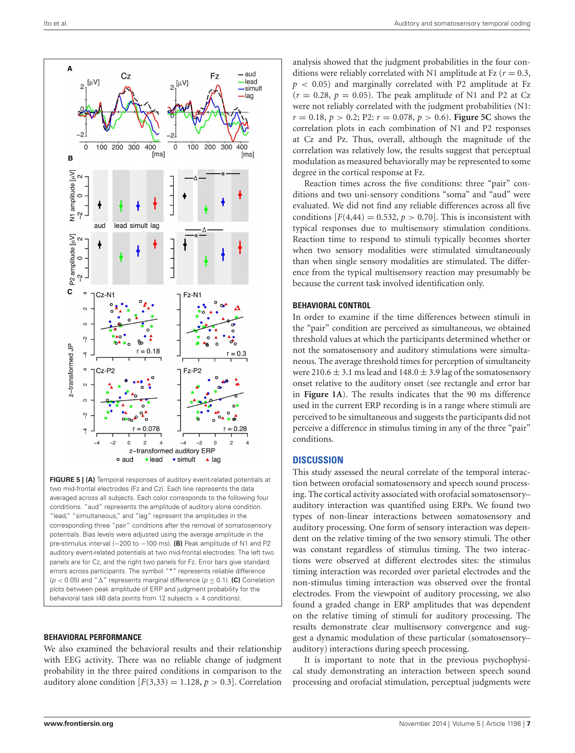FIGURE 5 | (A) Temporal responses of auditory event-related potentials at two mid-frontal electrodes (Fz and Cz). Each line represents the data averaged across all subjects. Each color corresponds to the following four conditions. "aud" represents the amplitude of auditory alone condition. "lead," "simultaneous," and "lag" represent the amplitudes in the corresponding three "pair" conditions after the removal of somatosensory potentials. Bias levels were adjusted using the average amplitude in the pre-stimulus interval (−200 to −100 ms). (B) Peak amplitude of N1 and P2 auditory event-related potentials at two mid-frontal electrodes. The left two panels are for Cz, and the right two panels for Fz. Error bars give standard errors across participants. The symbol "*" represents reliable difference ($p < 0.05$) and "Δ" represents marginal difference ($p \leq 0.1$). (C) Correlation plots between peak amplitude of ERP and judgment probability for the behavioral task (48 data points from 12 subjects × 4 conditions).

### BEHAVIORAL PERFORMANCE

We also examined the behavioral results and their relationship with EEG activity. There was no reliable change of judgment probability in the three paired conditions in comparison to the auditory alone condition [$F(3,33) = 1.128$, $p > 0.3$]. Correlation analysis showed that the judgment probabilities in the four conditions were reliably correlated with N1 amplitude at Fz ($r = 0.3$, $p < 0.05$) and marginally correlated with P2 amplitude at Fz ($r = 0.28$, $p = 0.05$). The peak amplitude of N1 and P2 at Cz were not reliably correlated with the judgment probabilities (N1: $r = 0.18$, $p > 0.2$; P2: $r = 0.078$, $p > 0.6$). **Figure 5C** shows the correlation plots in each combination of N1 and P2 responses at Cz and Pz. Thus, overall, although the magnitude of the correlation was relatively low, the results suggest that perceptual modulation as measured behaviorally may be represented to some degree in the cortical response at Fz.

Reaction times across the five conditions: three "pair" conditions and two uni-sensory conditions "soma" and "aud" were evaluated. We did not find any reliable differences across all five conditions [$F(4,44) = 0.532$, $p > 0.70$]. This is inconsistent with typical responses due to multisensory stimulation conditions. Reaction time to respond to stimuli typically becomes shorter when two sensory modalities were stimulated simultaneously than when single sensory modalities are stimulated. The difference from the typical multisensory reaction may presumably be because the current task involved identification only.

### BEHAVIORAL CONTROL

In order to examine if the time differences between stimuli in the "pair" condition are perceived as simultaneous, we obtained threshold values at which the participants determined whether or not the somatosensory and auditory stimulations were simultaneous. The average threshold times for perception of simultaneity were 210.6 ± 3.1 ms lead and 148.0 ± 3.9 lag of the somatosensory onset relative to the auditory onset (see rectangle and error bar in **Figure 1A**). The results indicates that the 90 ms difference used in the current ERP recording is in a range where stimuli are perceived to be simultaneous and suggests the participants did not perceive a difference in stimulus timing in any of the three "pair" conditions.

## DISCUSSION

This study assessed the neural correlate of the temporal interaction between orofacial somatosensory and speech sound processing. The cortical activity associated with orofacial somatosensory–auditory interaction was quantified using ERPs. We found two types of non-linear interactions between somatosensory and auditory processing. One form of sensory interaction was dependent on the relative timing of the two sensory stimuli. The other was constant regardless of stimulus timing. The two interactions were observed at different electrodes sites: the stimulus timing interaction was recorded over parietal electrodes and the non-stimulus timing interaction was observed over the frontal electrodes. From the viewpoint of auditory processing, we also found a graded change in ERP amplitudes that was dependent on the relative timing of stimuli for auditory processing. The results demonstrate clear multisensory convergence and suggest a dynamic modulation of these particular (somatosensory–auditory) interactions during speech processing.

It is important to note that in the previous psychophysical study demonstrating an interaction between speech sound processing and orofacial stimulation, perceptual judgments were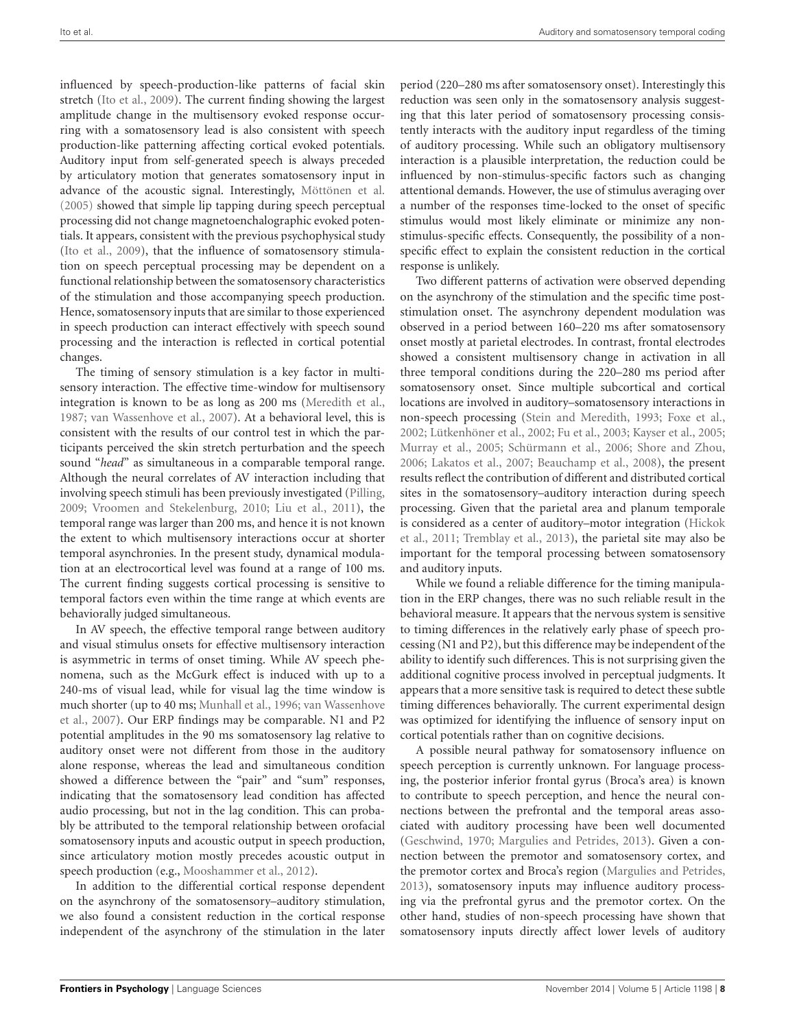influenced by speech-production-like patterns of facial skin stretch (Ito et al., 2009). The current finding showing the largest amplitude change in the multisensory evoked response occurring with a somatosensory lead is also consistent with speech production-like patterning affecting cortical evoked potentials. Auditory input from self-generated speech is always preceded by articulatory motion that generates somatosensory input in advance of the acoustic signal. Interestingly, Möttönen et al. (2005) showed that simple lip tapping during speech perceptual processing did not change magnetoenchalographic evoked potentials. It appears, consistent with the previous psychophysical study (Ito et al., 2009), that the influence of somatosensory stimulation on speech perceptual processing may be dependent on a functional relationship between the somatosensory characteristics of the stimulation and those accompanying speech production. Hence, somatosensory inputs that are similar to those experienced in speech production can interact effectively with speech sound processing and the interaction is reflected in cortical potential changes.

The timing of sensory stimulation is a key factor in multisensory interaction. The effective time-window for multisensory integration is known to be as long as 200 ms (Meredith et al., 1987; van Wassenhove et al., 2007). At a behavioral level, this is consistent with the results of our control test in which the participants perceived the skin stretch perturbation and the speech sound "*head*" as simultaneous in a comparable temporal range. Although the neural correlates of AV interaction including that involving speech stimuli has been previously investigated (Pilling, 2009; Vroomen and Stekelenburg, 2010; Liu et al., 2011), the temporal range was larger than 200 ms, and hence it is not known the extent to which multisensory interactions occur at shorter temporal asynchronies. In the present study, dynamical modulation at an electrocortical level was found at a range of 100 ms. The current finding suggests cortical processing is sensitive to temporal factors even within the time range at which events are behaviorally judged simultaneous.

In AV speech, the effective temporal range between auditory and visual stimulus onsets for effective multisensory interaction is asymmetric in terms of onset timing. While AV speech phenomena, such as the McGurk effect is induced with up to a 240-ms of visual lead, while for visual lag the time window is much shorter (up to 40 ms; Munhall et al., 1996; van Wassenhove et al., 2007). Our ERP findings may be comparable. N1 and P2 potential amplitudes in the 90 ms somatosensory lag relative to auditory onset were not different from those in the auditory alone response, whereas the lead and simultaneous condition showed a difference between the "pair" and "sum" responses, indicating that the somatosensory lead condition has affected audio processing, but not in the lag condition. This can probably be attributed to the temporal relationship between orofacial somatosensory inputs and acoustic output in speech production, since articulatory motion mostly precedes acoustic output in speech production (e.g., Mooshammer et al., 2012).

In addition to the differential cortical response dependent on the asynchrony of the somatosensory–auditory stimulation, we also found a consistent reduction in the cortical response independent of the asynchrony of the stimulation in the later period (220–280 ms after somatosensory onset). Interestingly this reduction was seen only in the somatosensory analysis suggesting that this later period of somatosensory processing consistently interacts with the auditory input regardless of the timing of auditory processing. While such an obligatory multisensory interaction is a plausible interpretation, the reduction could be influenced by non-stimulus-specific factors such as changing attentional demands. However, the use of stimulus averaging over a number of the responses time-locked to the onset of specific stimulus would most likely eliminate or minimize any non-stimulus-specific effects. Consequently, the possibility of a non-specific effect to explain the consistent reduction in the cortical response is unlikely.

Two different patterns of activation were observed depending on the asynchrony of the stimulation and the specific time post-stimulation onset. The asynchrony dependent modulation was observed in a period between 160–220 ms after somatosensory onset mostly at parietal electrodes. In contrast, frontal electrodes showed a consistent multisensory change in activation in all three temporal conditions during the 220–280 ms period after somatosensory onset. Since multiple subcortical and cortical locations are involved in auditory–somatosensory interactions in non-speech processing (Stein and Meredith, 1993; Foxe et al., 2002; Lütkenhöner et al., 2002; Fu et al., 2003; Kayser et al., 2005; Murray et al., 2005; Schürmann et al., 2006; Shore and Zhou, 2006; Lakatos et al., 2007; Beauchamp et al., 2008), the present results reflect the contribution of different and distributed cortical sites in the somatosensory–auditory interaction during speech processing. Given that the parietal area and planum temporale is considered as a center of auditory–motor integration (Hickok et al., 2011; Tremblay et al., 2013), the parietal site may also be important for the temporal processing between somatosensory and auditory inputs.

While we found a reliable difference for the timing manipulation in the ERP changes, there was no such reliable result in the behavioral measure. It appears that the nervous system is sensitive to timing differences in the relatively early phase of speech processing (N1 and P2), but this difference may be independent of the ability to identify such differences. This is not surprising given the additional cognitive process involved in perceptual judgments. It appears that a more sensitive task is required to detect these subtle timing differences behaviorally. The current experimental design was optimized for identifying the influence of sensory input on cortical potentials rather than on cognitive decisions.

A possible neural pathway for somatosensory influence on speech perception is currently unknown. For language processing, the posterior inferior frontal gyrus (Broca's area) is known to contribute to speech perception, and hence the neural connections between the prefrontal and the temporal areas associated with auditory processing have been well documented (Geschwind, 1970; Margulies and Petrides, 2013). Given a connection between the premotor and somatosensory cortex, and the premotor cortex and Broca's region (Margulies and Petrides, 2013), somatosensory inputs may influence auditory processing via the prefrontal gyrus and the premotor cortex. On the other hand, studies of non-speech processing have shown that somatosensory inputs directly affect lower levels of auditory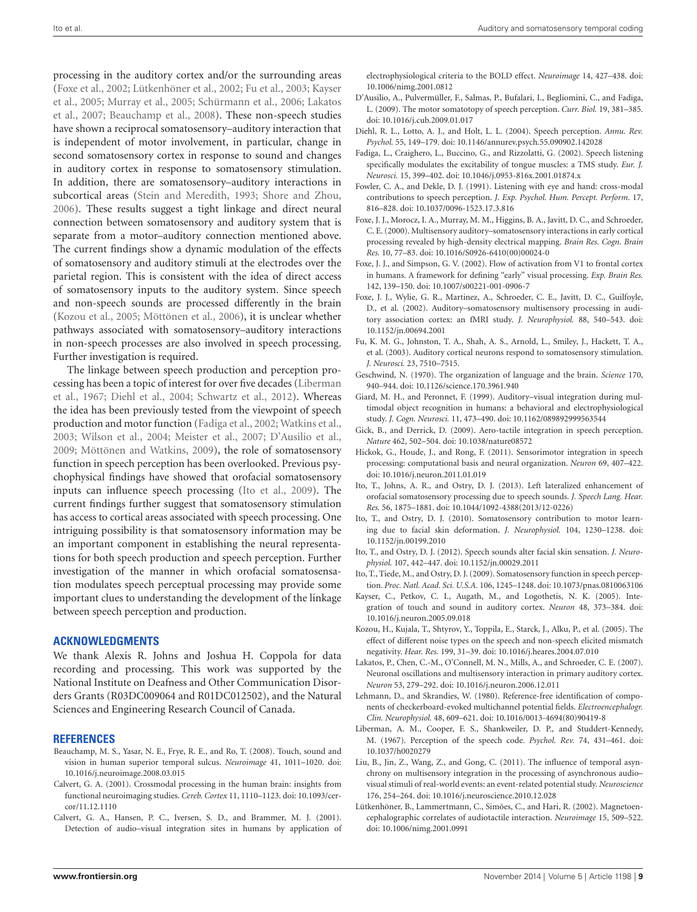processing in the auditory cortex and/or the surrounding areas (Foxe et al., 2002; Lütkenhöner et al., 2002; Fu et al., 2003; Kayser et al., 2005; Murray et al., 2005; Schürmann et al., 2006; Lakatos et al., 2007; Beauchamp et al., 2008). These non-speech studies have shown a reciprocal somatosensory–auditory interaction that is independent of motor involvement, in particular, change in second somatosensory cortex in response to sound and changes in auditory cortex in response to somatosensory stimulation. In addition, there are somatosensory–auditory interactions in subcortical areas (Stein and Meredith, 1993; Shore and Zhou, 2006). These results suggest a tight linkage and direct neural connection between somatosensory and auditory system that is separate from a motor–auditory connection mentioned above. The current findings show a dynamic modulation of the effects of somatosensory and auditory stimuli at the electrodes over the parietal region. This is consistent with the idea of direct access of somatosensory inputs to the auditory system. Since speech and non-speech sounds are processed differently in the brain (Kozou et al., 2005; Möttönen et al., 2006), it is unclear whether pathways associated with somatosensory–auditory interactions in non-speech processes are also involved in speech processing. Further investigation is required.

The linkage between speech production and perception processing has been a topic of interest for over five decades (Liberman et al., 1967; Diehl et al., 2004; Schwartz et al., 2012). Whereas the idea has been previously tested from the viewpoint of speech production and motor function (Fadiga et al., 2002; Watkins et al., 2003; Wilson et al., 2004; Meister et al., 2007; D'Ausilio et al., 2009; Möttönen and Watkins, 2009), the role of somatosensory function in speech perception has been overlooked. Previous psychophysical findings have showed that orofacial somatosensory inputs can influence speech processing (Ito et al., 2009). The current findings further suggest that somatosensory stimulation has access to cortical areas associated with speech processing. One intriguing possibility is that somatosensory information may be an important component in establishing the neural representations for both speech production and speech perception. Further investigation of the manner in which orofacial somatosensation modulates speech perceptual processing may provide some important clues to understanding the development of the linkage between speech perception and production.

## ACKNOWLEDGMENTS

We thank Alexis R. Johns and Joshua H. Coppola for data recording and processing. This work was supported by the National Institute on Deafness and Other Communication Disorders Grants (R03DC009064 and R01DC012502), and the Natural Sciences and Engineering Research Council of Canada.

## REFERENCES

Beauchamp, M. S., Yasar, N. E., Frye, R. E., and Ro, T. (2008). Touch, sound and vision in human superior temporal sulcus. *Neuroimage* 41, 1011–1020. doi: 10.1016/j.neuroimage.2008.03.015

Calvert, G. A. (2001). Crossmodal processing in the human brain: insights from functional neuroimaging studies. *Cereb. Cortex* 11, 1110–1123. doi: 10.1093/cercor/11.12.1110

Calvert, G. A., Hansen, P. C., Iversen, S. D., and Brammer, M. J. (2001). Detection of audio–visual integration sites in humans by application of electrophysiological criteria to the BOLD effect. *Neuroimage* 14, 427–438. doi: 10.1006/nimg.2001.0812

D'Ausilio, A., Pulvermüller, F., Salmas, P., Bufalari, I., Begliomini, C., and Fadiga, L. (2009). The motor somatotopy of speech perception. *Curr. Biol.* 19, 381–385. doi: 10.1016/j.cub.2009.01.017

Diehl, R. L., Lotto, A. J., and Holt, L. L. (2004). Speech perception. *Annu. Rev. Psychol.* 55, 149–179. doi: 10.1146/annurev.psych.55.090902.142028

Fadiga, L., Craighero, L., Buccino, G., and Rizzolatti, G. (2002). Speech listening specifically modulates the excitability of tongue muscles: a TMS study. *Eur. J. Neurosci.* 15, 399–402. doi: 10.1046/j.0953-816x.2001.01874.x

Fowler, C. A., and Dekle, D. J. (1991). Listening with eye and hand: cross-modal contributions to speech perception. *J. Exp. Psychol. Hum. Percept. Perform.* 17, 816–828. doi: 10.1037/0096-1523.17.3.816

Foxe, J. J., Morocz, I. A., Murray, M. M., Higgins, B. A., Javitt, D. C., and Schroeder, C. E. (2000). Multisensory auditory–somatosensory interactions in early cortical processing revealed by high-density electrical mapping. *Brain Res. Cogn. Brain Res.* 10, 77–83. doi: 10.1016/S0926-6410(00)00024-0

Foxe, J. J., and Simpson, G. V. (2002). Flow of activation from V1 to frontal cortex in humans. A framework for defining "early" visual processing. *Exp. Brain Res.* 142, 139–150. doi: 10.1007/s00221-001-0906-7

Foxe, J. J., Wylie, G. R., Martinez, A., Schroeder, C. E., Javitt, D. C., Guilfoyle, D., et al. (2002). Auditory–somatosensory multisensory processing in auditory association cortex: an fMRI study. *J. Neurophysiol.* 88, 540–543. doi: 10.1152/jn.00694.2001

Fu, K. M. G., Johnston, T. A., Shah, A. S., Arnold, L., Smiley, J., Hackett, T. A., et al. (2003). Auditory cortical neurons respond to somatosensory stimulation. *J. Neurosci.* 23, 7510–7515.

Geschwind, N. (1970). The organization of language and the brain. *Science* 170, 940–944. doi: 10.1126/science.170.3961.940

Giard, M. H., and Peronnet, F. (1999). Auditory–visual integration during multimodal object recognition in humans: a behavioral and electrophysiological study. *J. Cogn. Neurosci.* 11, 473–490. doi: 10.1162/089892999563544

Gick, B., and Derrick, D. (2009). Aero-tactile integration in speech perception. *Nature* 462, 502–504. doi: 10.1038/nature08572

Hickok, G., Houde, J., and Rong, F. (2011). Sensorimotor integration in speech processing: computational basis and neural organization. *Neuron* 69, 407–422. doi: 10.1016/j.neuron.2011.01.019

Ito, T., Johns, A. R., and Ostry, D. J. (2013). Left lateralized enhancement of orofacial somatosensory processing due to speech sounds. *J. Speech Lang. Hear. Res.* 56, 1875–1881. doi: 10.1044/1092-4388(2013/12-0226)

Ito, T., and Ostry, D. J. (2010). Somatosensory contribution to motor learning due to facial skin deformation. *J. Neurophysiol.* 104, 1230–1238. doi: 10.1152/jn.00199.2010

Ito, T., and Ostry, D. J. (2012). Speech sounds alter facial skin sensation. *J. Neurophysiol.* 107, 442–447. doi: 10.1152/jn.00029.2011

Ito, T., Tiede, M., and Ostry, D. J. (2009). Somatosensory function in speech perception. *Proc. Natl. Acad. Sci. U.S.A.* 106, 1245–1248. doi: 10.1073/pnas.0810063106

Kayser, C., Petkov, C. I., Augath, M., and Logothetis, N. K. (2005). Integration of touch and sound in auditory cortex. *Neuron* 48, 373–384. doi: 10.1016/j.neuron.2005.09.018

Kozou, H., Kujala, T., Shtyrov, Y., Toppila, E., Starck, J., Alku, P., et al. (2005). The effect of different noise types on the speech and non-speech elicited mismatch negativity. *Hear. Res.* 199, 31–39. doi: 10.1016/j.heares.2004.07.010

Lakatos, P., Chen, C.-M., O'Connell, M. N., Mills, A., and Schroeder, C. E. (2007). Neuronal oscillations and multisensory interaction in primary auditory cortex. *Neuron* 53, 279–292. doi: 10.1016/j.neuron.2006.12.011

Lehmann, D., and Skrandies, W. (1980). Reference-free identification of components of checkerboard-evoked multichannel potential fields. *Electroencephalogr. Clin. Neurophysiol.* 48, 609–621. doi: 10.1016/0013-4694(80)90419-8

Liberman, A. M., Cooper, F. S., Shankweiler, D. P., and Studdert-Kennedy, M. (1967). Perception of the speech code. *Psychol. Rev.* 74, 431–461. doi: 10.1037/h0020279

Liu, B., Jin, Z., Wang, Z., and Gong, C. (2011). The influence of temporal asynchrony on multisensory integration in the processing of asynchronous audio–visual stimuli of real-world events: an event-related potential study. *Neuroscience* 176, 254–264. doi: 10.1016/j.neuroscience.2010.12.028

Lütkenhöner, B., Lammertmann, C., Simões, C., and Hari, R. (2002). Magnetoencephalographic correlates of audiotactile interaction. *Neuroimage* 15, 509–522. doi: 10.1006/nimg.2001.0991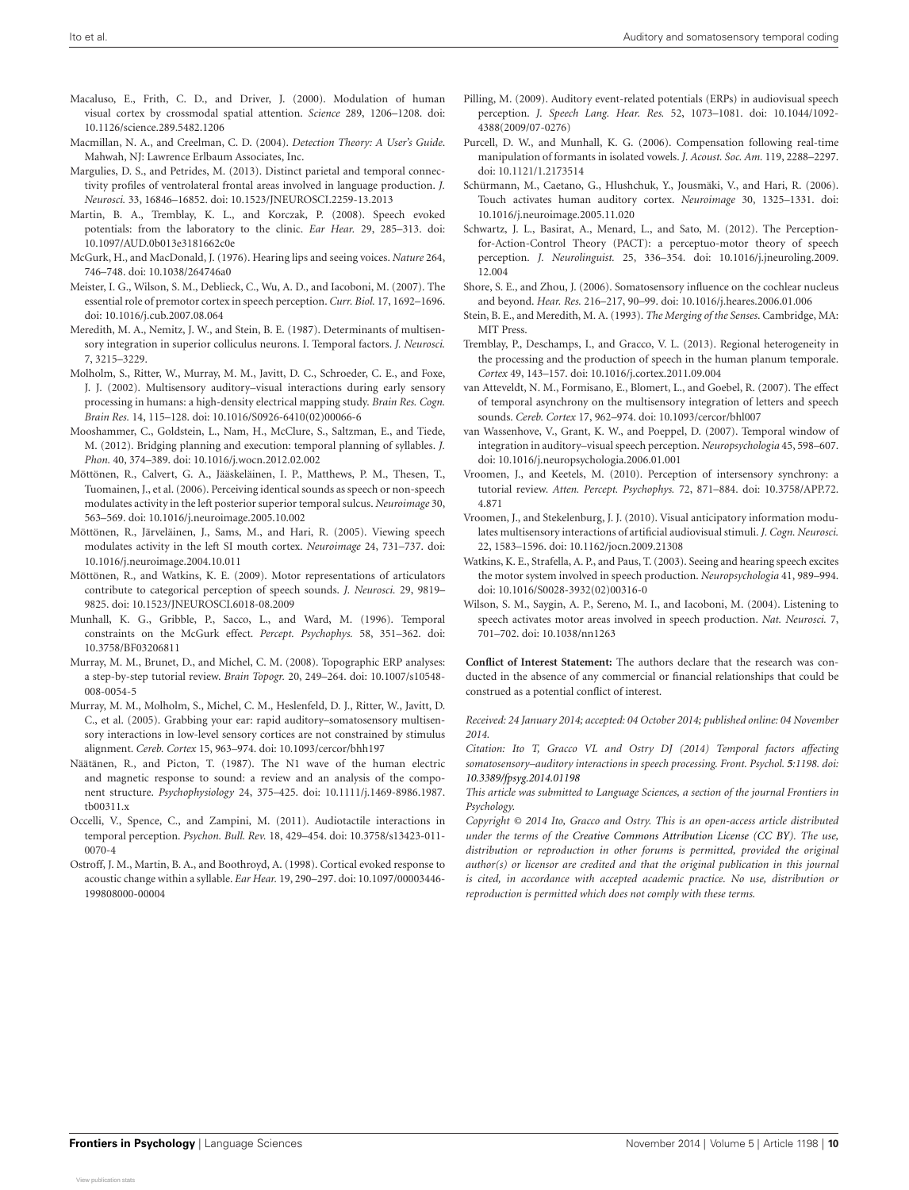Macaluso, E., Frith, C. D., and Driver, J. (2000). Modulation of human visual cortex by crossmodal spatial attention. *Science* 289, 1206–1208. doi: 10.1126/science.289.5482.1206

Macmillan, N. A., and Creelman, C. D. (2004). *Detection Theory: A User's Guide*. Mahwah, NJ: Lawrence Erlbaum Associates, Inc.

Margulies, D. S., and Petrides, M. (2013). Distinct parietal and temporal connectivity profiles of ventrolateral frontal areas involved in language production. *J. Neurosci.* 33, 16846–16852. doi: 10.1523/JNEUROSCI.2259-13.2013

Martin, B. A., Tremblay, K. L., and Korczak, P. (2008). Speech evoked potentials: from the laboratory to the clinic. *Ear Hear.* 29, 285–313. doi: 10.1097/AUD.0b013e3181662c0e

McGurk, H., and MacDonald, J. (1976). Hearing lips and seeing voices. *Nature* 264, 746–748. doi: 10.1038/264746a0

Meister, I. G., Wilson, S. M., Deblieck, C., Wu, A. D., and Iacoboni, M. (2007). The essential role of premotor cortex in speech perception. *Curr. Biol.* 17, 1692–1696. doi: 10.1016/j.cub.2007.08.064

Meredith, M. A., Nemitz, J. W., and Stein, B. E. (1987). Determinants of multisensory integration in superior colliculus neurons. I. Temporal factors. *J. Neurosci.* 7, 3215–3229.

Molholm, S., Ritter, W., Murray, M. M., Javitt, D. C., Schroeder, C. E., and Foxe, J. J. (2002). Multisensory auditory–visual interactions during early sensory processing in humans: a high-density electrical mapping study. *Brain Res. Cogn. Brain Res.* 14, 115–128. doi: 10.1016/S0926-6410(02)00066-6

Mooshammer, C., Goldstein, L., Nam, H., McClure, S., Saltzman, E., and Tiede, M. (2012). Bridging planning and execution: temporal planning of syllables. *J. Phon.* 40, 374–389. doi: 10.1016/j.wocn.2012.02.002

Möttönen, R., Calvert, G. A., Jääskeläinen, I. P., Matthews, P. M., Thesen, T., Tuomainen, J., et al. (2006). Perceiving identical sounds as speech or non-speech modulates activity in the left posterior superior temporal sulcus. *Neuroimage* 30, 563–569. doi: 10.1016/j.neuroimage.2005.10.002

Möttönen, R., Järveläinen, J., Sams, M., and Hari, R. (2005). Viewing speech modulates activity in the left SI mouth cortex. *Neuroimage* 24, 731–737. doi: 10.1016/j.neuroimage.2004.10.011

Möttönen, R., and Watkins, K. E. (2009). Motor representations of articulators contribute to categorical perception of speech sounds. *J. Neurosci.* 29, 9819–9825. doi: 10.1523/JNEUROSCI.6018-08.2009

Munhall, K. G., Gribble, P., Sacco, L., and Ward, M. (1996). Temporal constraints on the McGurk effect. *Percept. Psychophys.* 58, 351–362. doi: 10.3758/BF03206811

Murray, M. M., Brunet, D., and Michel, C. M. (2008). Topographic ERP analyses: a step-by-step tutorial review. *Brain Topogr.* 20, 249–264. doi: 10.1007/s10548-008-0054-5

Murray, M. M., Molholm, S., Michel, C. M., Heslenfeld, D. J., Ritter, W., Javitt, D. C., et al. (2005). Grabbing your ear: rapid auditory–somatosensory multisensory interactions in low-level sensory cortices are not constrained by stimulus alignment. *Cereb. Cortex* 15, 963–974. doi: 10.1093/cercor/bhh197

Näätänen, R., and Picton, T. (1987). The N1 wave of the human electric and magnetic response to sound: a review and an analysis of the component structure. *Psychophysiology* 24, 375–425. doi: 10.1111/j.1469-8986.1987.tb00311.x

Occelli, V., Spence, C., and Zampini, M. (2011). Audiotactile interactions in temporal perception. *Psychon. Bull. Rev.* 18, 429–454. doi: 10.3758/s13423-011-0070-4

Ostroff, J. M., Martin, B. A., and Boothroyd, A. (1998). Cortical evoked response to acoustic change within a syllable. *Ear Hear.* 19, 290–297. doi: 10.1097/00003446-199808000-00004

Pilling, M. (2009). Auditory event-related potentials (ERPs) in audiovisual speech perception. *J. Speech Lang. Hear. Res.* 52, 1073–1081. doi: 10.1044/1092-4388(2009/07-0276)

Purcell, D. W., and Munhall, K. G. (2006). Compensation following real-time manipulation of formants in isolated vowels. *J. Acoust. Soc. Am.* 119, 2288–2297. doi: 10.1121/1.2173514

Schürmann, M., Caetano, G., Hlushchuk, Y., Jousmäki, V., and Hari, R. (2006). Touch activates human auditory cortex. *Neuroimage* 30, 1325–1331. doi: 10.1016/j.neuroimage.2005.11.020

Schwartz, J. L., Basirat, A., Menard, L., and Sato, M. (2012). The Perception-for-Action-Control Theory (PACT): a perceptuo-motor theory of speech perception. *J. Neurolinguist.* 25, 336–354. doi: 10.1016/j.jneuroling.2009.12.004

Shore, S. E., and Zhou, J. (2006). Somatosensory influence on the cochlear nucleus and beyond. *Hear. Res.* 216–217, 90–99. doi: 10.1016/j.heares.2006.01.006

Stein, B. E., and Meredith, M. A. (1993). *The Merging of the Senses*. Cambridge, MA: MIT Press.

Tremblay, P., Deschamps, I., and Gracco, V. L. (2013). Regional heterogeneity in the processing and the production of speech in the human planum temporale. *Cortex* 49, 143–157. doi: 10.1016/j.cortex.2011.09.004

van Atteveldt, N. M., Formisano, E., Blomert, L., and Goebel, R. (2007). The effect of temporal asynchrony on the multisensory integration of letters and speech sounds. *Cereb. Cortex* 17, 962–974. doi: 10.1093/cercor/bhl007

van Wassenhove, V., Grant, K. W., and Poeppel, D. (2007). Temporal window of integration in auditory–visual speech perception. *Neuropsychologia* 45, 598–607. doi: 10.1016/j.neuropsychologia.2006.01.001

Vroomen, J., and Keetels, M. (2010). Perception of intersensory synchrony: a tutorial review. *Atten. Percept. Psychophys.* 72, 871–884. doi: 10.3758/APP.72.4.871

Vroomen, J., and Stekelenburg, J. J. (2010). Visual anticipatory information modulates multisensory interactions of artificial audiovisual stimuli. *J. Cogn. Neurosci.* 22, 1583–1596. doi: 10.1162/jocn.2009.21308

Watkins, K. E., Strafella, A. P., and Paus, T. (2003). Seeing and hearing speech excites the motor system involved in speech production. *Neuropsychologia* 41, 989–994. doi: 10.1016/S0028-3932(02)00316-0

Wilson, S. M., Saygin, A. P., Sereno, M. I., and Iacoboni, M. (2004). Listening to speech activates motor areas involved in speech production. *Nat. Neurosci.* 7, 701–702. doi: 10.1038/nn1263

**Conflict of Interest Statement:** The authors declare that the research was conducted in the absence of any commercial or financial relationships that could be construed as a potential conflict of interest.

*Received: 24 January 2014; accepted: 04 October 2014; published online: 04 November 2014.*

*Citation: Ito T, Gracco VL and Ostry DJ (2014) Temporal factors affecting somatosensory–auditory interactions in speech processing. Front. Psychol. **5**:1198. doi: 10.3389/fpsyg.2014.01198*

*This article was submitted to Language Sciences, a section of the journal Frontiers in Psychology.*

*Copyright © 2014 Ito, Gracco and Ostry. This is an open-access article distributed under the terms of the Creative Commons Attribution License (CC BY). The use, distribution or reproduction in other forums is permitted, provided the original author(s) or licensor are credited and that the original publication in this journal is cited, in accordance with accepted academic practice. No use, distribution or reproduction is permitted which does not comply with these terms.*